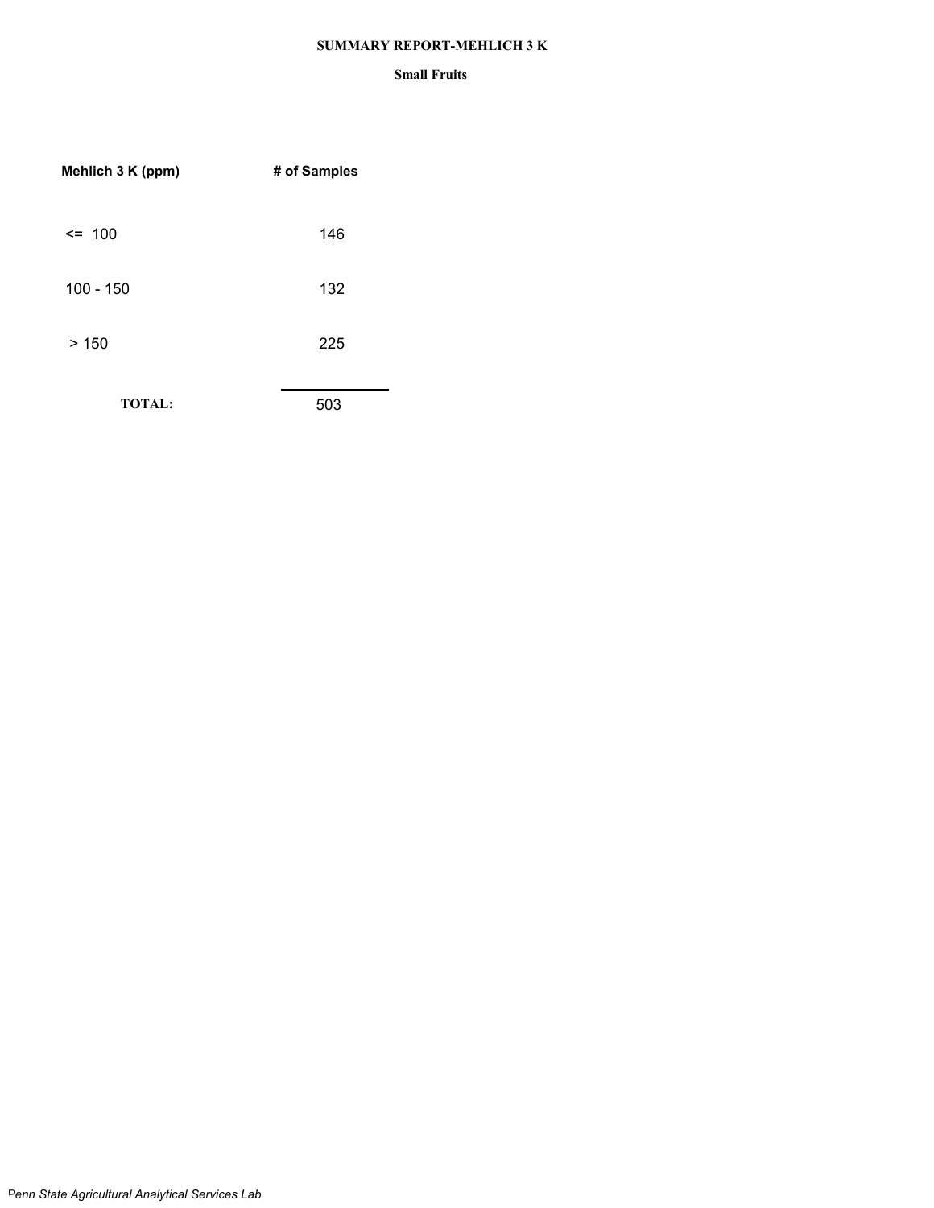# SUMMARY REPORT-MEHLICH 3 K

## Small Fruits

| Mehlich 3 K (ppm) | # of Samples |
|---|---|
| <= 100 | 146 |
| 100 - 150 | 132 |
| > 150 | 225 |
| **TOTAL:** | 503 |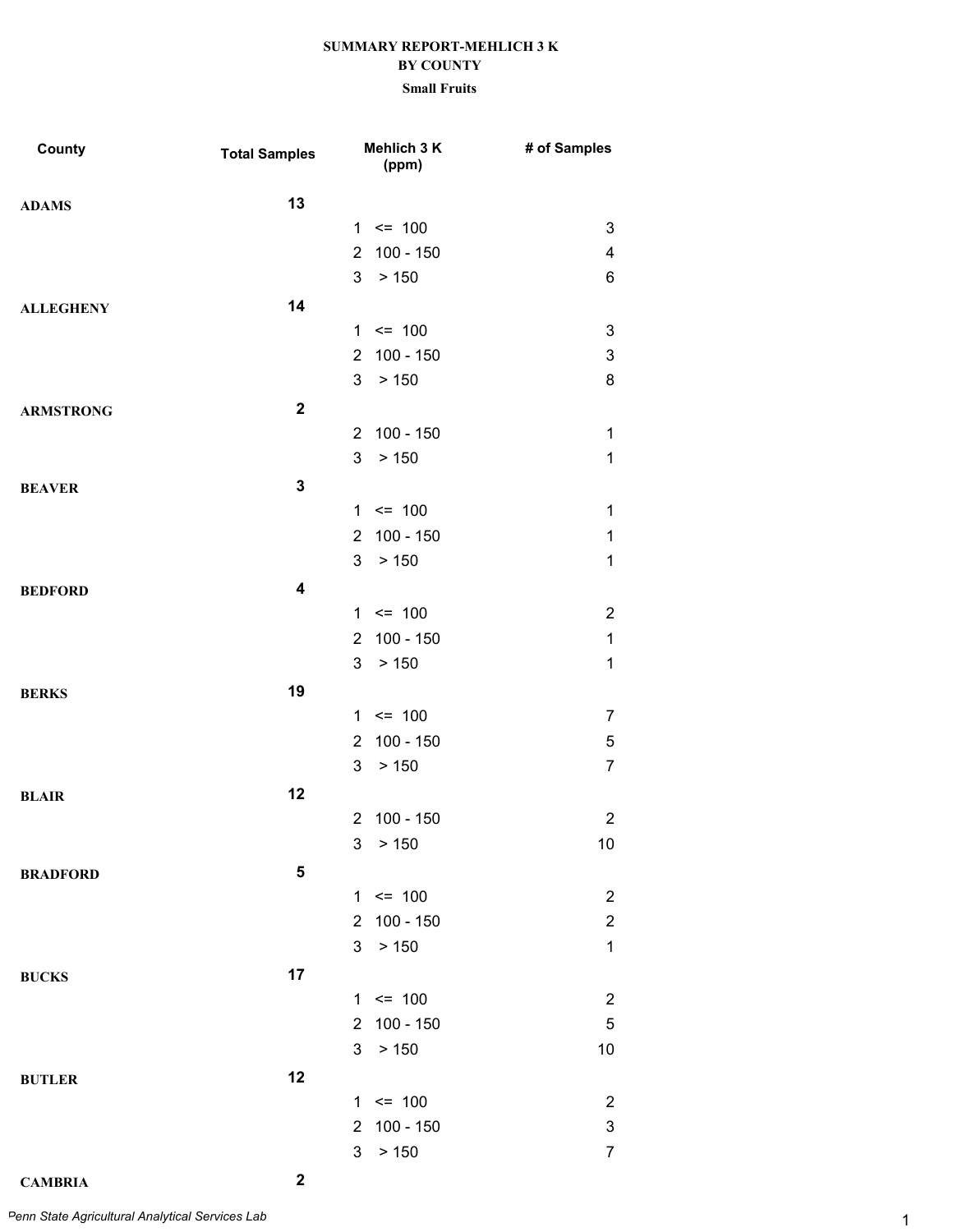**SUMMARY REPORT-MEHLICH 3 K**

**BY COUNTY**

**Small Fruits**

| County | Total Samples | Mehlich 3 K (ppm) | # of Samples |
|---|---|---|---|
| **ADAMS** | **13** | | |
| | | 1 <= 100 | 3 |
| | | 2 100 - 150 | 4 |
| | | 3 > 150 | 6 |
| **ALLEGHENY** | **14** | | |
| | | 1 <= 100 | 3 |
| | | 2 100 - 150 | 3 |
| | | 3 > 150 | 8 |
| **ARMSTRONG** | **2** | | |
| | | 2 100 - 150 | 1 |
| | | 3 > 150 | 1 |
| **BEAVER** | **3** | | |
| | | 1 <= 100 | 1 |
| | | 2 100 - 150 | 1 |
| | | 3 > 150 | 1 |
| **BEDFORD** | **4** | | |
| | | 1 <= 100 | 2 |
| | | 2 100 - 150 | 1 |
| | | 3 > 150 | 1 |
| **BERKS** | **19** | | |
| | | 1 <= 100 | 7 |
| | | 2 100 - 150 | 5 |
| | | 3 > 150 | 7 |
| **BLAIR** | **12** | | |
| | | 2 100 - 150 | 2 |
| | | 3 > 150 | 10 |
| **BRADFORD** | **5** | | |
| | | 1 <= 100 | 2 |
| | | 2 100 - 150 | 2 |
| | | 3 > 150 | 1 |
| **BUCKS** | **17** | | |
| | | 1 <= 100 | 2 |
| | | 2 100 - 150 | 5 |
| | | 3 > 150 | 10 |
| **BUTLER** | **12** | | |
| | | 1 <= 100 | 2 |
| | | 2 100 - 150 | 3 |
| | | 3 > 150 | 7 |
| **CAMBRIA** | **2** | | |

*Penn State Agricultural Analytical Services Lab*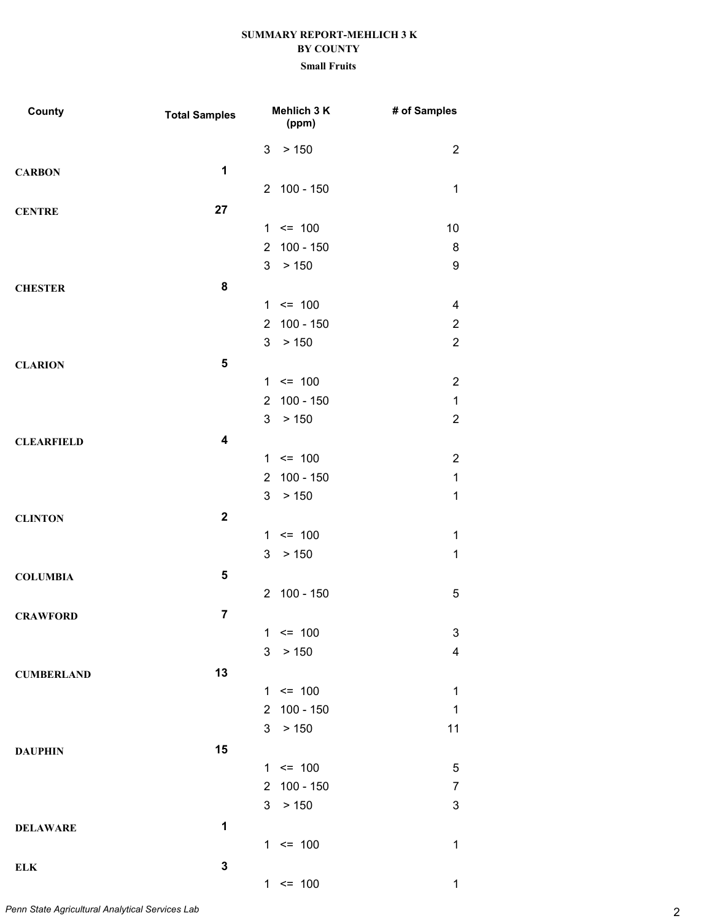**SUMMARY REPORT-MEHLICH 3 K**
**BY COUNTY**
**Small Fruits**

| County | Total Samples | Mehlich 3 K (ppm) | # of Samples |
|---|---|---|---|
| | | 3 > 150 | 2 |
| **CARBON** | **1** | | |
| | | 2 100 - 150 | 1 |
| **CENTRE** | **27** | | |
| | | 1 <= 100 | 10 |
| | | 2 100 - 150 | 8 |
| | | 3 > 150 | 9 |
| **CHESTER** | **8** | | |
| | | 1 <= 100 | 4 |
| | | 2 100 - 150 | 2 |
| | | 3 > 150 | 2 |
| **CLARION** | **5** | | |
| | | 1 <= 100 | 2 |
| | | 2 100 - 150 | 1 |
| | | 3 > 150 | 2 |
| **CLEARFIELD** | **4** | | |
| | | 1 <= 100 | 2 |
| | | 2 100 - 150 | 1 |
| | | 3 > 150 | 1 |
| **CLINTON** | **2** | | |
| | | 1 <= 100 | 1 |
| | | 3 > 150 | 1 |
| **COLUMBIA** | **5** | | |
| | | 2 100 - 150 | 5 |
| **CRAWFORD** | **7** | | |
| | | 1 <= 100 | 3 |
| | | 3 > 150 | 4 |
| **CUMBERLAND** | **13** | | |
| | | 1 <= 100 | 1 |
| | | 2 100 - 150 | 1 |
| | | 3 > 150 | 11 |
| **DAUPHIN** | **15** | | |
| | | 1 <= 100 | 5 |
| | | 2 100 - 150 | 7 |
| | | 3 > 150 | 3 |
| **DELAWARE** | **1** | | |
| | | 1 <= 100 | 1 |
| **ELK** | **3** | | |
| | | 1 <= 100 | 1 |

*Penn State Agricultural Analytical Services Lab*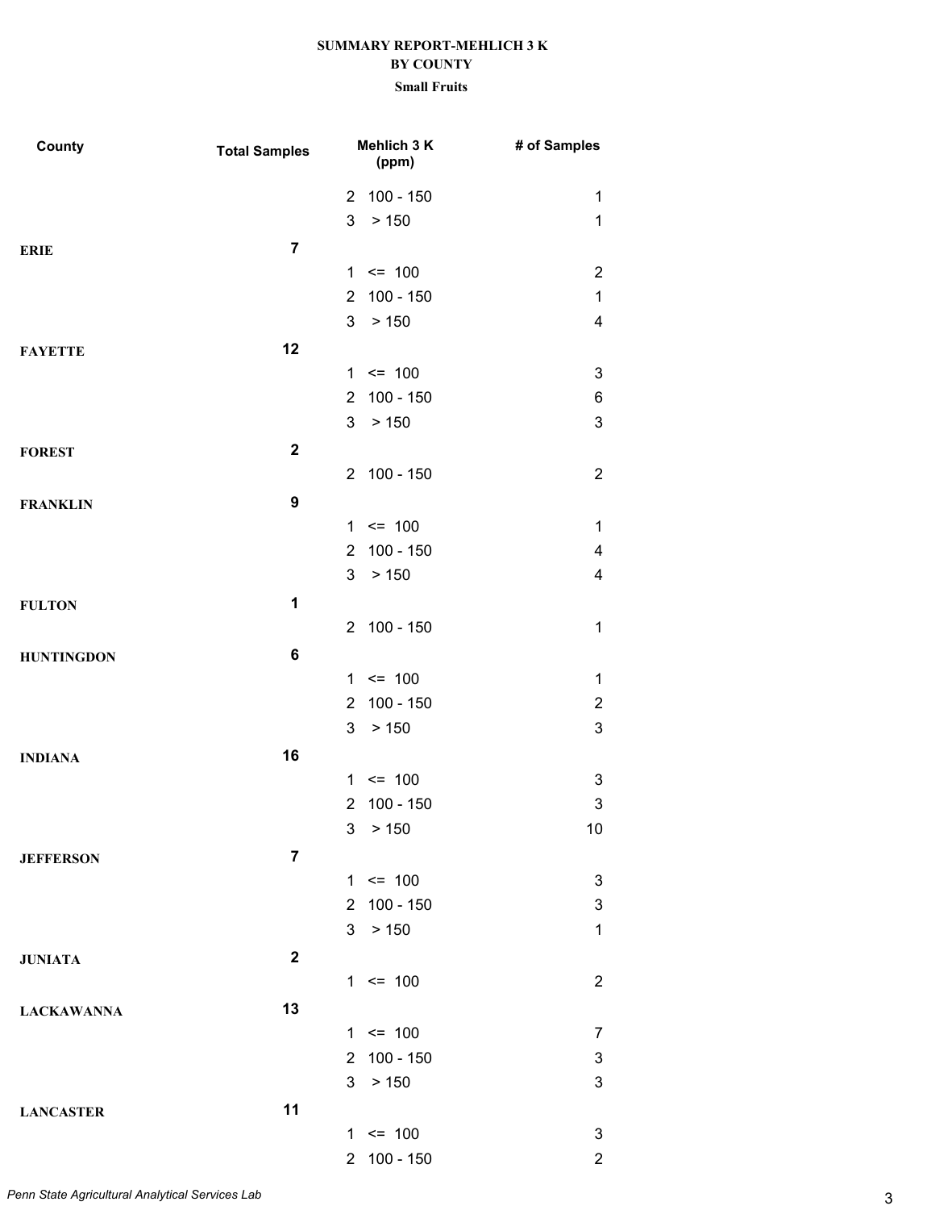**SUMMARY REPORT-MEHLICH 3 K**
**BY COUNTY**
**Small Fruits**

| County | Total Samples | Mehlich 3 K (ppm) | | # of Samples |
|---|---|---|---|---|
| | | 2 | 100 - 150 | 1 |
| | | 3 | > 150 | 1 |
| **ERIE** | **7** | | | |
| | | 1 | <= 100 | 2 |
| | | 2 | 100 - 150 | 1 |
| | | 3 | > 150 | 4 |
| **FAYETTE** | **12** | | | |
| | | 1 | <= 100 | 3 |
| | | 2 | 100 - 150 | 6 |
| | | 3 | > 150 | 3 |
| **FOREST** | **2** | | | |
| | | 2 | 100 - 150 | 2 |
| **FRANKLIN** | **9** | | | |
| | | 1 | <= 100 | 1 |
| | | 2 | 100 - 150 | 4 |
| | | 3 | > 150 | 4 |
| **FULTON** | **1** | | | |
| | | 2 | 100 - 150 | 1 |
| **HUNTINGDON** | **6** | | | |
| | | 1 | <= 100 | 1 |
| | | 2 | 100 - 150 | 2 |
| | | 3 | > 150 | 3 |
| **INDIANA** | **16** | | | |
| | | 1 | <= 100 | 3 |
| | | 2 | 100 - 150 | 3 |
| | | 3 | > 150 | 10 |
| **JEFFERSON** | **7** | | | |
| | | 1 | <= 100 | 3 |
| | | 2 | 100 - 150 | 3 |
| | | 3 | > 150 | 1 |
| **JUNIATA** | **2** | | | |
| | | 1 | <= 100 | 2 |
| **LACKAWANNA** | **13** | | | |
| | | 1 | <= 100 | 7 |
| | | 2 | 100 - 150 | 3 |
| | | 3 | > 150 | 3 |
| **LANCASTER** | **11** | | | |
| | | 1 | <= 100 | 3 |
| | | 2 | 100 - 150 | 2 |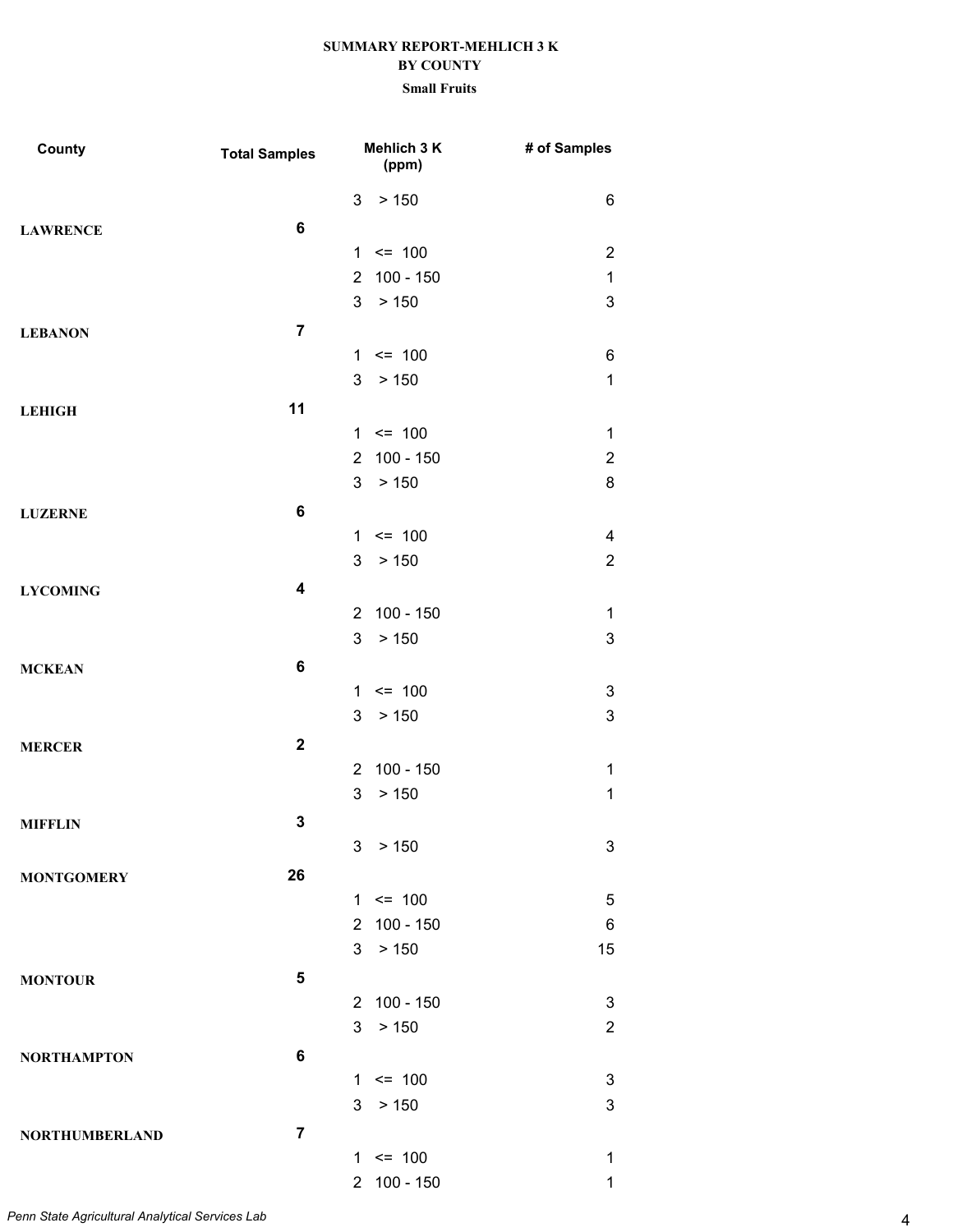**SUMMARY REPORT-MEHLICH 3 K**
**BY COUNTY**
**Small Fruits**

| County | Total Samples | Mehlich 3 K (ppm) | # of Samples |
|---|---|---|---|
| | | 3 > 150 | 6 |
| **LAWRENCE** | **6** | | |
| | | 1 <= 100 | 2 |
| | | 2 100 - 150 | 1 |
| | | 3 > 150 | 3 |
| **LEBANON** | **7** | | |
| | | 1 <= 100 | 6 |
| | | 3 > 150 | 1 |
| **LEHIGH** | **11** | | |
| | | 1 <= 100 | 1 |
| | | 2 100 - 150 | 2 |
| | | 3 > 150 | 8 |
| **LUZERNE** | **6** | | |
| | | 1 <= 100 | 4 |
| | | 3 > 150 | 2 |
| **LYCOMING** | **4** | | |
| | | 2 100 - 150 | 1 |
| | | 3 > 150 | 3 |
| **MCKEAN** | **6** | | |
| | | 1 <= 100 | 3 |
| | | 3 > 150 | 3 |
| **MERCER** | **2** | | |
| | | 2 100 - 150 | 1 |
| | | 3 > 150 | 1 |
| **MIFFLIN** | **3** | | |
| | | 3 > 150 | 3 |
| **MONTGOMERY** | **26** | | |
| | | 1 <= 100 | 5 |
| | | 2 100 - 150 | 6 |
| | | 3 > 150 | 15 |
| **MONTOUR** | **5** | | |
| | | 2 100 - 150 | 3 |
| | | 3 > 150 | 2 |
| **NORTHAMPTON** | **6** | | |
| | | 1 <= 100 | 3 |
| | | 3 > 150 | 3 |
| **NORTHUMBERLAND** | **7** | | |
| | | 1 <= 100 | 1 |
| | | 2 100 - 150 | 1 |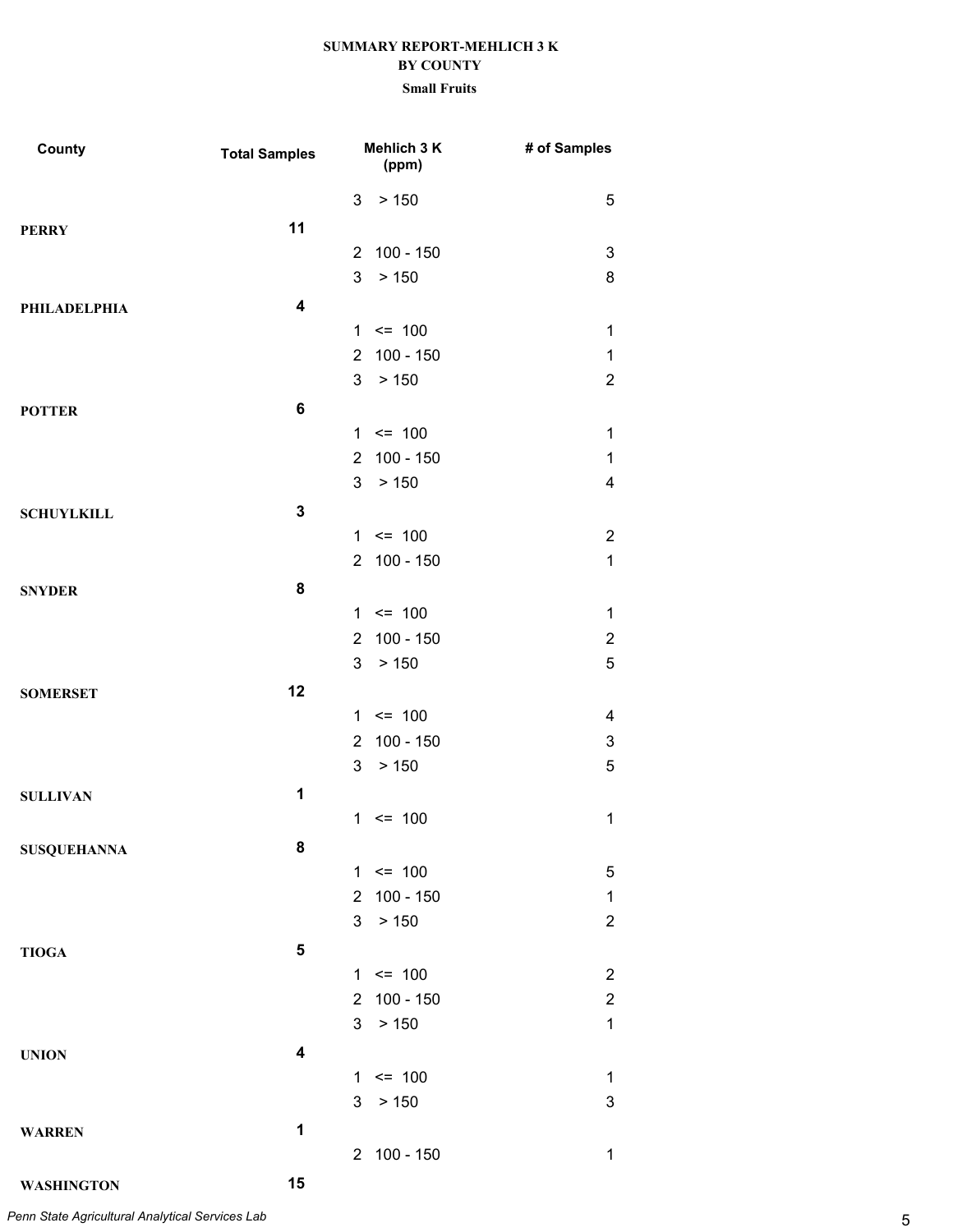**SUMMARY REPORT-MEHLICH 3 K**
**BY COUNTY**
**Small Fruits**

| County | Total Samples | Mehlich 3 K (ppm) | # of Samples |
|---|---|---|---|
| | | 3 > 150 | 5 |
| **PERRY** | **11** | | |
| | | 2 100 - 150 | 3 |
| | | 3 > 150 | 8 |
| **PHILADELPHIA** | **4** | | |
| | | 1 <= 100 | 1 |
| | | 2 100 - 150 | 1 |
| | | 3 > 150 | 2 |
| **POTTER** | **6** | | |
| | | 1 <= 100 | 1 |
| | | 2 100 - 150 | 1 |
| | | 3 > 150 | 4 |
| **SCHUYLKILL** | **3** | | |
| | | 1 <= 100 | 2 |
| | | 2 100 - 150 | 1 |
| **SNYDER** | **8** | | |
| | | 1 <= 100 | 1 |
| | | 2 100 - 150 | 2 |
| | | 3 > 150 | 5 |
| **SOMERSET** | **12** | | |
| | | 1 <= 100 | 4 |
| | | 2 100 - 150 | 3 |
| | | 3 > 150 | 5 |
| **SULLIVAN** | **1** | | |
| | | 1 <= 100 | 1 |
| **SUSQUEHANNA** | **8** | | |
| | | 1 <= 100 | 5 |
| | | 2 100 - 150 | 1 |
| | | 3 > 150 | 2 |
| **TIOGA** | **5** | | |
| | | 1 <= 100 | 2 |
| | | 2 100 - 150 | 2 |
| | | 3 > 150 | 1 |
| **UNION** | **4** | | |
| | | 1 <= 100 | 1 |
| | | 3 > 150 | 3 |
| **WARREN** | **1** | | |
| | | 2 100 - 150 | 1 |
| **WASHINGTON** | **15** | | |

*Penn State Agricultural Analytical Services Lab*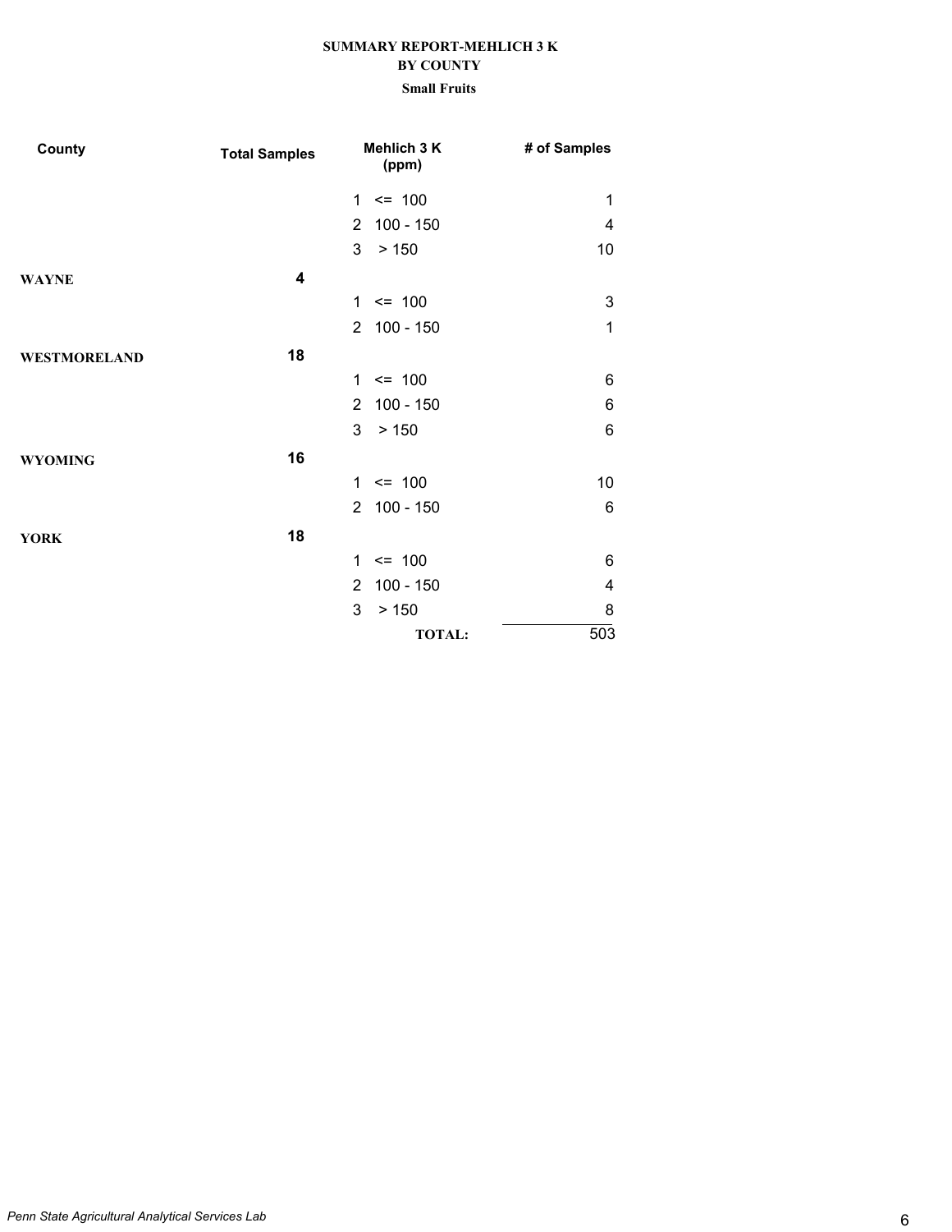**SUMMARY REPORT-MEHLICH 3 K**

**BY COUNTY**

**Small Fruits**

| County | Total Samples | Mehlich 3 K (ppm) | | # of Samples |
|---|---|---|---|---|
| | | 1 | <= 100 | 1 |
| | | 2 | 100 - 150 | 4 |
| | | 3 | > 150 | 10 |
| **WAYNE** | **4** | | | |
| | | 1 | <= 100 | 3 |
| | | 2 | 100 - 150 | 1 |
| **WESTMORELAND** | **18** | | | |
| | | 1 | <= 100 | 6 |
| | | 2 | 100 - 150 | 6 |
| | | 3 | > 150 | 6 |
| **WYOMING** | **16** | | | |
| | | 1 | <= 100 | 10 |
| | | 2 | 100 - 150 | 6 |
| **YORK** | **18** | | | |
| | | 1 | <= 100 | 6 |
| | | 2 | 100 - 150 | 4 |
| | | 3 | > 150 | 8 |
| | | | **TOTAL:** | 503 |